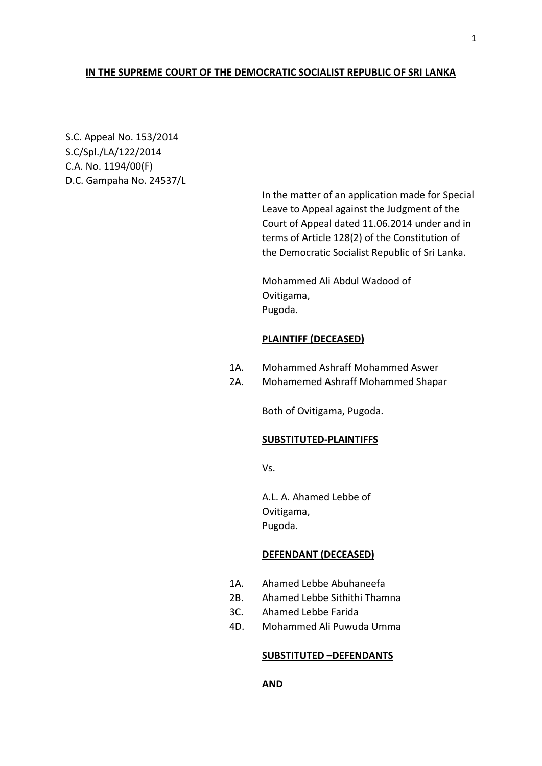**IN THE SUPREME COURT OF THE DEMOCRATIC SOCIALIST REPUBLIC OF SRI LANKA**

S.C. Appeal No. 153/2014
S.C/Spl./LA/122/2014
C.A. No. 1194/00(F)
D.C. Gampaha No. 24537/L

In the matter of an application made for Special Leave to Appeal against the Judgment of the Court of Appeal dated 11.06.2014 under and in terms of Article 128(2) of the Constitution of the Democratic Socialist Republic of Sri Lanka.

Mohammed Ali Abdul Wadood of
Ovitigama,
Pugoda.

**PLAINTIFF (DECEASED)**

1A. Mohammed Ashraff Mohammed Aswer
2A. Mohamemed Ashraff Mohammed Shapar

Both of Ovitigama, Pugoda.

**SUBSTITUTED-PLAINTIFFS**

Vs.

A.L. A. Ahamed Lebbe of
Ovitigama,
Pugoda.

**DEFENDANT (DECEASED)**

1A. Ahamed Lebbe Abuhaneefa
2B. Ahamed Lebbe Sithithi Thamna
3C. Ahamed Lebbe Farida
4D. Mohammed Ali Puwuda Umma

**SUBSTITUTED –DEFENDANTS**

**AND**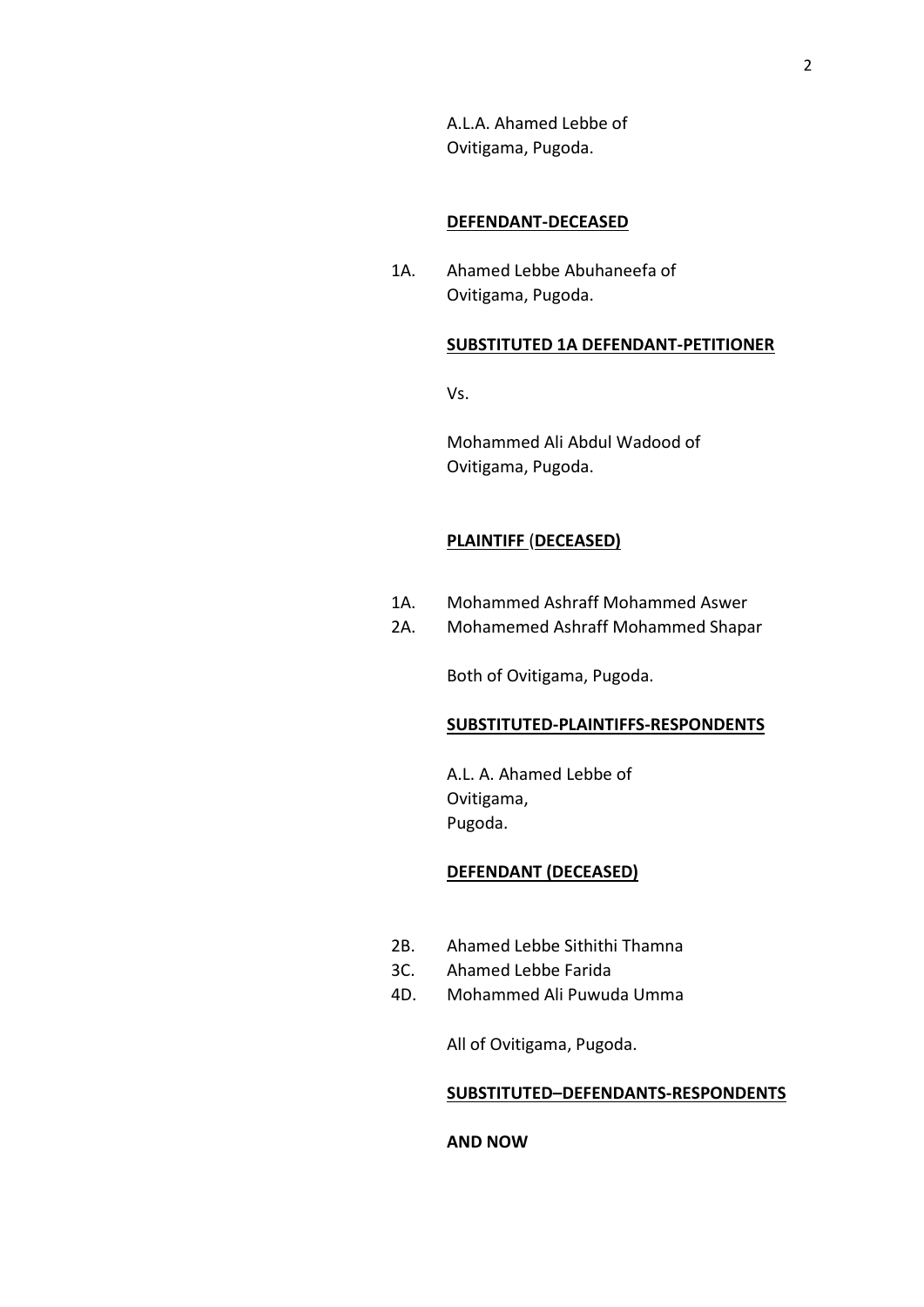A.L.A. Ahamed Lebbe of
Ovitigama, Pugoda.

**DEFENDANT-DECEASED**

1A. Ahamed Lebbe Abuhaneefa of
Ovitigama, Pugoda.

**SUBSTITUTED 1A DEFENDANT-PETITIONER**

Vs.

Mohammed Ali Abdul Wadood of
Ovitigama, Pugoda.

**PLAINTIFF (DECEASED)**

1A. Mohammed Ashraff Mohammed Aswer
2A. Mohamemed Ashraff Mohammed Shapar

Both of Ovitigama, Pugoda.

**SUBSTITUTED-PLAINTIFFS-RESPONDENTS**

A.L. A. Ahamed Lebbe of
Ovitigama,
Pugoda.

**DEFENDANT (DECEASED)**

2B. Ahamed Lebbe Sithithi Thamna
3C. Ahamed Lebbe Farida
4D. Mohammed Ali Puwuda Umma

All of Ovitigama, Pugoda.

**SUBSTITUTED–DEFENDANTS-RESPONDENTS**

**AND NOW**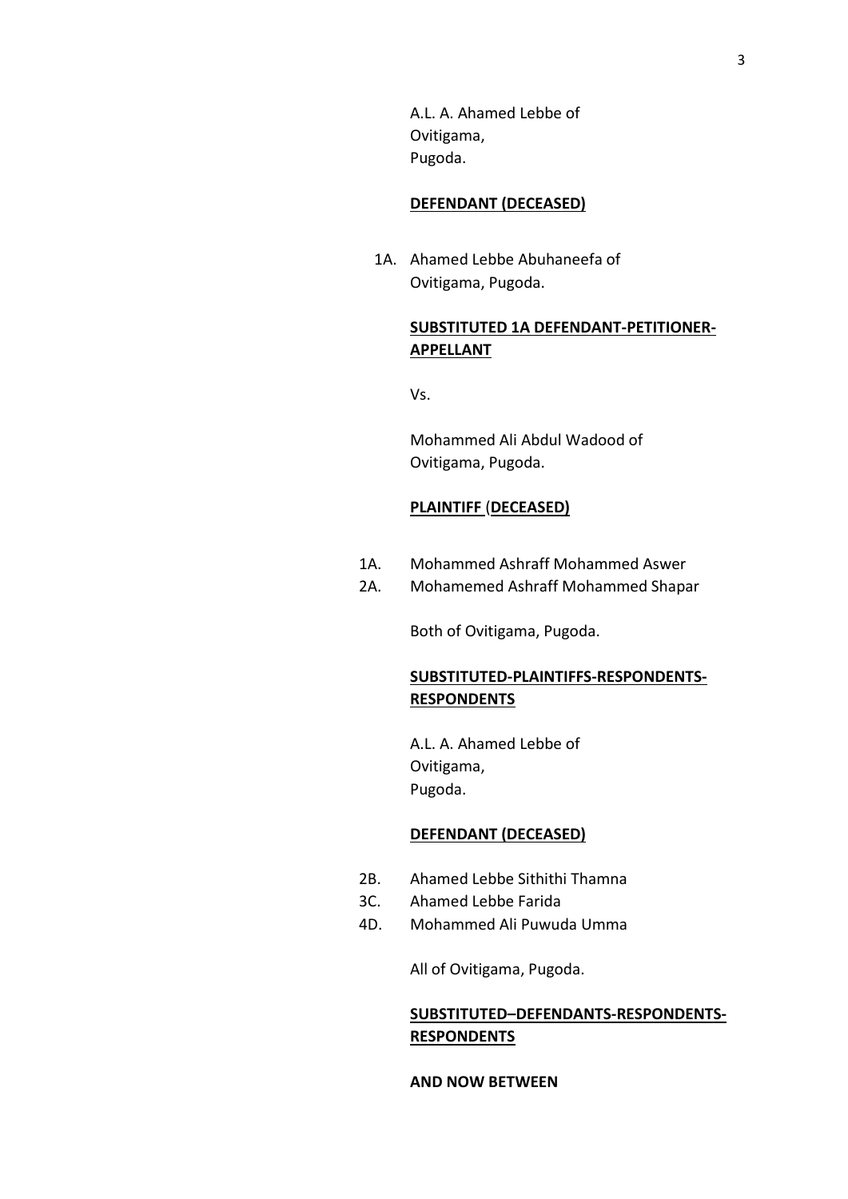A.L. A. Ahamed Lebbe of
Ovitigama,
Pugoda.

**DEFENDANT (DECEASED)**

1A. Ahamed Lebbe Abuhaneefa of
Ovitigama, Pugoda.

**SUBSTITUTED 1A DEFENDANT-PETITIONER-APPELLANT**

Vs.

Mohammed Ali Abdul Wadood of
Ovitigama, Pugoda.

**PLAINTIFF (DECEASED)**

1A. Mohammed Ashraff Mohammed Aswer
2A. Mohamemed Ashraff Mohammed Shapar

Both of Ovitigama, Pugoda.

**SUBSTITUTED-PLAINTIFFS-RESPONDENTS-RESPONDENTS**

A.L. A. Ahamed Lebbe of
Ovitigama,
Pugoda.

**DEFENDANT (DECEASED)**

2B. Ahamed Lebbe Sithithi Thamna
3C. Ahamed Lebbe Farida
4D. Mohammed Ali Puwuda Umma

All of Ovitigama, Pugoda.

**SUBSTITUTED–DEFENDANTS-RESPONDENTS-RESPONDENTS**

**AND NOW BETWEEN**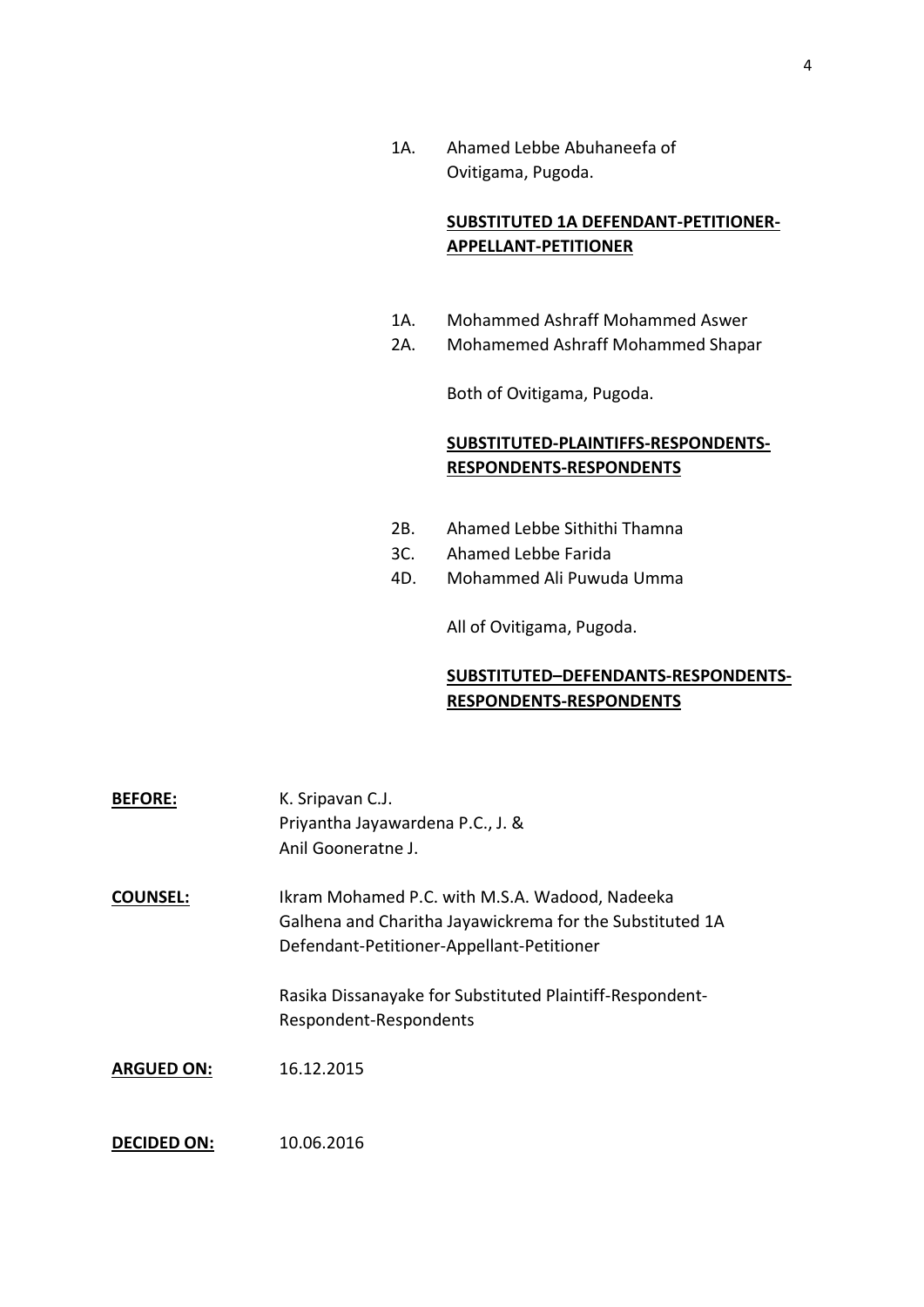1A. Ahamed Lebbe Abuhaneefa of
Ovitigama, Pugoda.

**SUBSTITUTED 1A DEFENDANT-PETITIONER-APPELLANT-PETITIONER**

1A. Mohammed Ashraff Mohammed Aswer
2A. Mohamemed Ashraff Mohammed Shapar

Both of Ovitigama, Pugoda.

**SUBSTITUTED-PLAINTIFFS-RESPONDENTS-RESPONDENTS-RESPONDENTS**

2B. Ahamed Lebbe Sithithi Thamna
3C. Ahamed Lebbe Farida
4D. Mohammed Ali Puwuda Umma

All of Ovitigama, Pugoda.

**SUBSTITUTED–DEFENDANTS-RESPONDENTS-RESPONDENTS-RESPONDENTS**

**BEFORE:** K. Sripavan C.J.
Priyantha Jayawardena P.C., J. &
Anil Gooneratne J.

**COUNSEL:** Ikram Mohamed P.C. with M.S.A. Wadood, Nadeeka Galhena and Charitha Jayawickrema for the Substituted 1A Defendant-Petitioner-Appellant-Petitioner

Rasika Dissanayake for Substituted Plaintiff-Respondent-Respondent-Respondents

**ARGUED ON:** 16.12.2015

**DECIDED ON:** 10.06.2016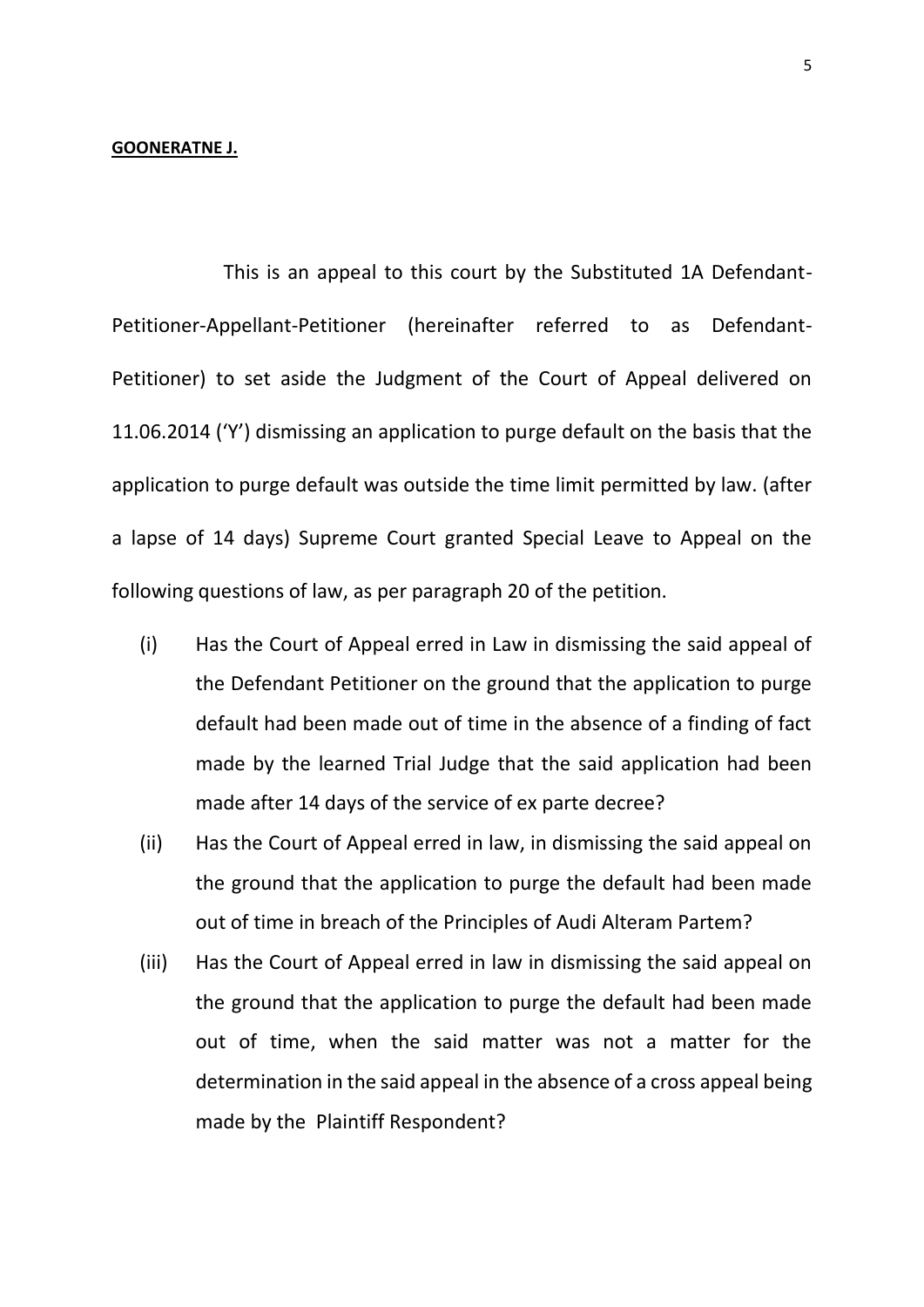**GOONERATNE J.**

This is an appeal to this court by the Substituted 1A Defendant-Petitioner-Appellant-Petitioner (hereinafter referred to as Defendant-Petitioner) to set aside the Judgment of the Court of Appeal delivered on 11.06.2014 ('Y') dismissing an application to purge default on the basis that the application to purge default was outside the time limit permitted by law. (after a lapse of 14 days) Supreme Court granted Special Leave to Appeal on the following questions of law, as per paragraph 20 of the petition.

(i) Has the Court of Appeal erred in Law in dismissing the said appeal of the Defendant Petitioner on the ground that the application to purge default had been made out of time in the absence of a finding of fact made by the learned Trial Judge that the said application had been made after 14 days of the service of ex parte decree?

(ii) Has the Court of Appeal erred in law, in dismissing the said appeal on the ground that the application to purge the default had been made out of time in breach of the Principles of Audi Alteram Partem?

(iii) Has the Court of Appeal erred in law in dismissing the said appeal on the ground that the application to purge the default had been made out of time, when the said matter was not a matter for the determination in the said appeal in the absence of a cross appeal being made by the Plaintiff Respondent?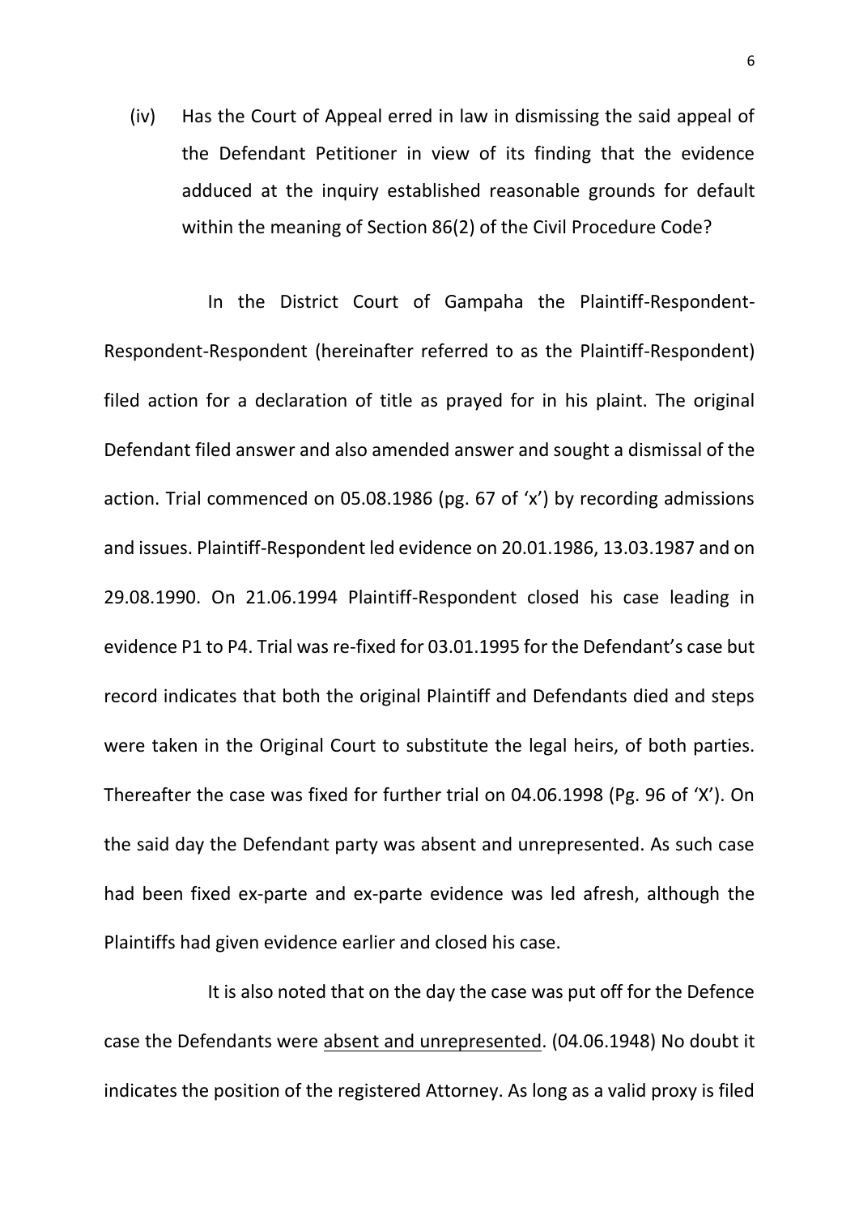(iv) Has the Court of Appeal erred in law in dismissing the said appeal of the Defendant Petitioner in view of its finding that the evidence adduced at the inquiry established reasonable grounds for default within the meaning of Section 86(2) of the Civil Procedure Code?

In the District Court of Gampaha the Plaintiff-Respondent-Respondent-Respondent (hereinafter referred to as the Plaintiff-Respondent) filed action for a declaration of title as prayed for in his plaint. The original Defendant filed answer and also amended answer and sought a dismissal of the action. Trial commenced on 05.08.1986 (pg. 67 of 'x') by recording admissions and issues. Plaintiff-Respondent led evidence on 20.01.1986, 13.03.1987 and on 29.08.1990. On 21.06.1994 Plaintiff-Respondent closed his case leading in evidence P1 to P4. Trial was re-fixed for 03.01.1995 for the Defendant's case but record indicates that both the original Plaintiff and Defendants died and steps were taken in the Original Court to substitute the legal heirs, of both parties. Thereafter the case was fixed for further trial on 04.06.1998 (Pg. 96 of 'X'). On the said day the Defendant party was absent and unrepresented. As such case had been fixed ex-parte and ex-parte evidence was led afresh, although the Plaintiffs had given evidence earlier and closed his case.

It is also noted that on the day the case was put off for the Defence case the Defendants were <u>absent and unrepresented</u>. (04.06.1948) No doubt it indicates the position of the registered Attorney. As long as a valid proxy is filed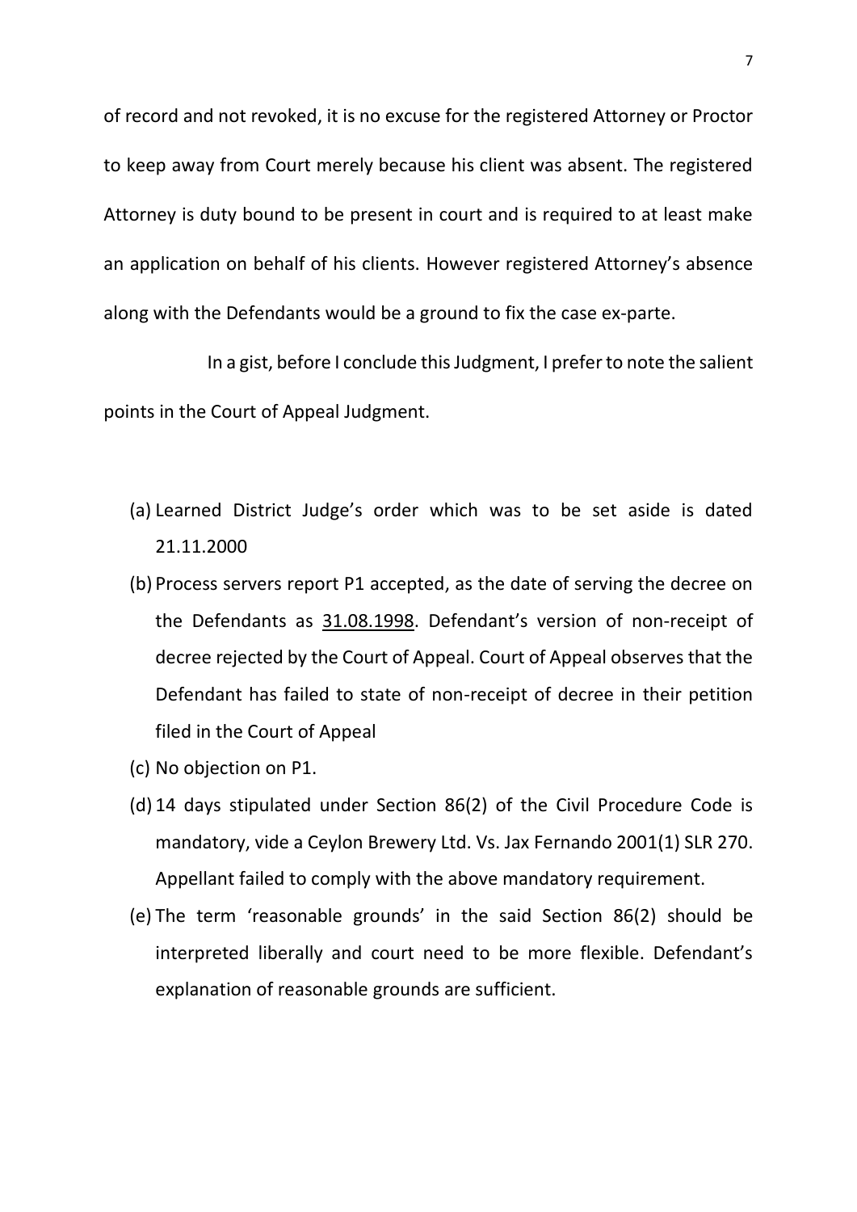of record and not revoked, it is no excuse for the registered Attorney or Proctor to keep away from Court merely because his client was absent. The registered Attorney is duty bound to be present in court and is required to at least make an application on behalf of his clients. However registered Attorney's absence along with the Defendants would be a ground to fix the case ex-parte.

In a gist, before I conclude this Judgment, I prefer to note the salient points in the Court of Appeal Judgment.

(a) Learned District Judge's order which was to be set aside is dated 21.11.2000

(b) Process servers report P1 accepted, as the date of serving the decree on the Defendants as 31.08.1998. Defendant's version of non-receipt of decree rejected by the Court of Appeal. Court of Appeal observes that the Defendant has failed to state of non-receipt of decree in their petition filed in the Court of Appeal

(c) No objection on P1.

(d) 14 days stipulated under Section 86(2) of the Civil Procedure Code is mandatory, vide a Ceylon Brewery Ltd. Vs. Jax Fernando 2001(1) SLR 270. Appellant failed to comply with the above mandatory requirement.

(e) The term 'reasonable grounds' in the said Section 86(2) should be interpreted liberally and court need to be more flexible. Defendant's explanation of reasonable grounds are sufficient.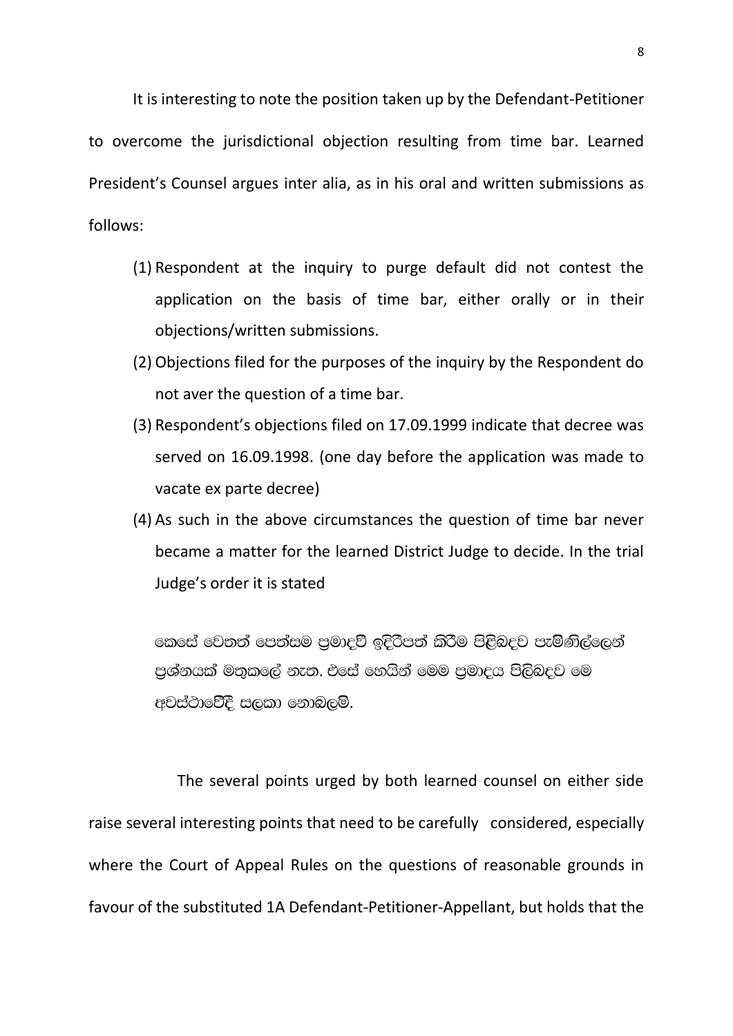It is interesting to note the position taken up by the Defendant-Petitioner to overcome the jurisdictional objection resulting from time bar. Learned President's Counsel argues inter alia, as in his oral and written submissions as follows:

(1) Respondent at the inquiry to purge default did not contest the application on the basis of time bar, either orally or in their objections/written submissions.

(2) Objections filed for the purposes of the inquiry by the Respondent do not aver the question of a time bar.

(3) Respondent's objections filed on 17.09.1999 indicate that decree was served on 16.09.1998. (one day before the application was made to vacate ex parte decree)

(4) As such in the above circumstances the question of time bar never became a matter for the learned District Judge to decide. In the trial Judge's order it is stated

කෙසේ වෙතත් පෙත්සම ප්‍රමාදවී ඉදිරිපත් කිරීම පිළිබඳව පැමිණිල්ලෙන් ප්‍රශ්නයක් මතුකලේ නැත. එසේ හෙයින් මෙම ප්‍රමාදය පිළිබඳව මෙ අවස්ථාවේදී සලකා නොබලමි.

The several points urged by both learned counsel on either side raise several interesting points that need to be carefully considered, especially where the Court of Appeal Rules on the questions of reasonable grounds in favour of the substituted 1A Defendant-Petitioner-Appellant, but holds that the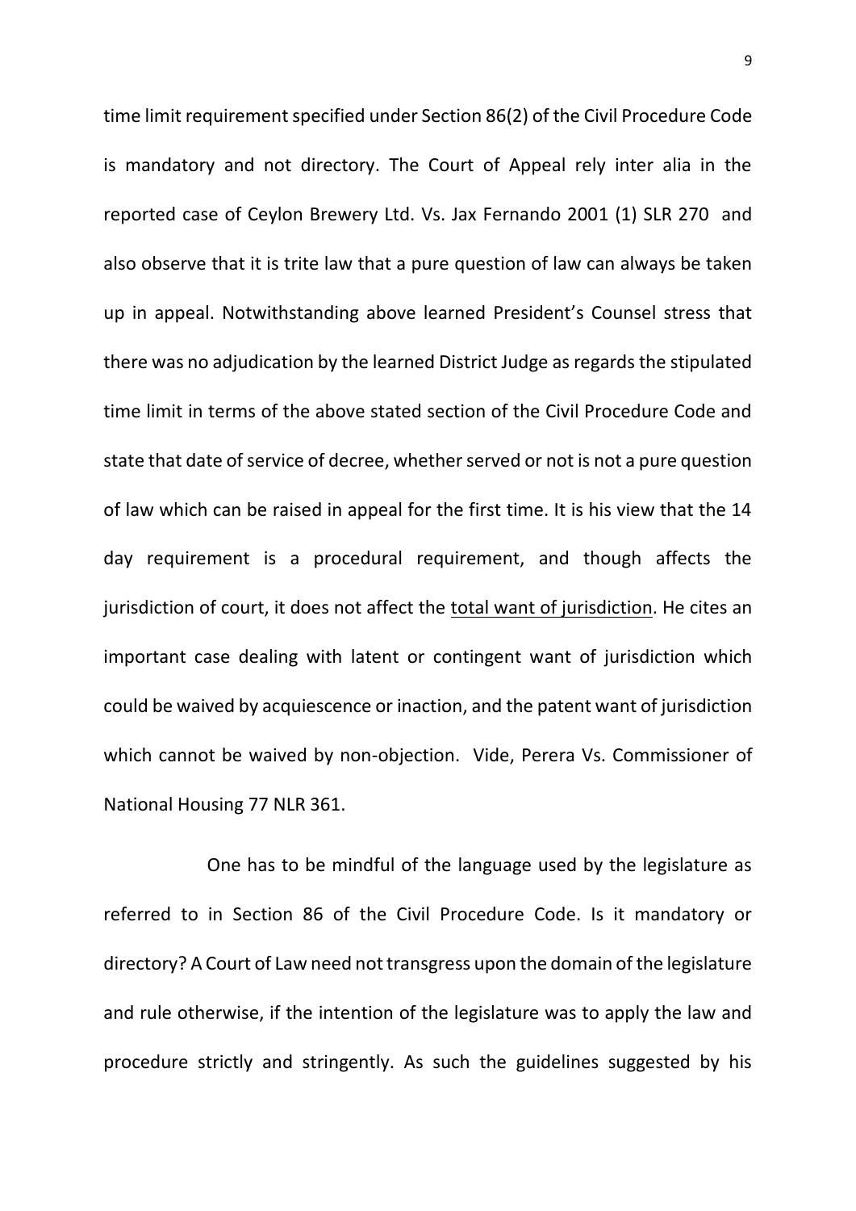time limit requirement specified under Section 86(2) of the Civil Procedure Code is mandatory and not directory. The Court of Appeal rely inter alia in the reported case of Ceylon Brewery Ltd. Vs. Jax Fernando 2001 (1) SLR 270 and also observe that it is trite law that a pure question of law can always be taken up in appeal. Notwithstanding above learned President's Counsel stress that there was no adjudication by the learned District Judge as regards the stipulated time limit in terms of the above stated section of the Civil Procedure Code and state that date of service of decree, whether served or not is not a pure question of law which can be raised in appeal for the first time. It is his view that the 14 day requirement is a procedural requirement, and though affects the jurisdiction of court, it does not affect the <u>total want of jurisdiction</u>. He cites an important case dealing with latent or contingent want of jurisdiction which could be waived by acquiescence or inaction, and the patent want of jurisdiction which cannot be waived by non-objection. Vide, Perera Vs. Commissioner of National Housing 77 NLR 361.

One has to be mindful of the language used by the legislature as referred to in Section 86 of the Civil Procedure Code. Is it mandatory or directory? A Court of Law need not transgress upon the domain of the legislature and rule otherwise, if the intention of the legislature was to apply the law and procedure strictly and stringently. As such the guidelines suggested by his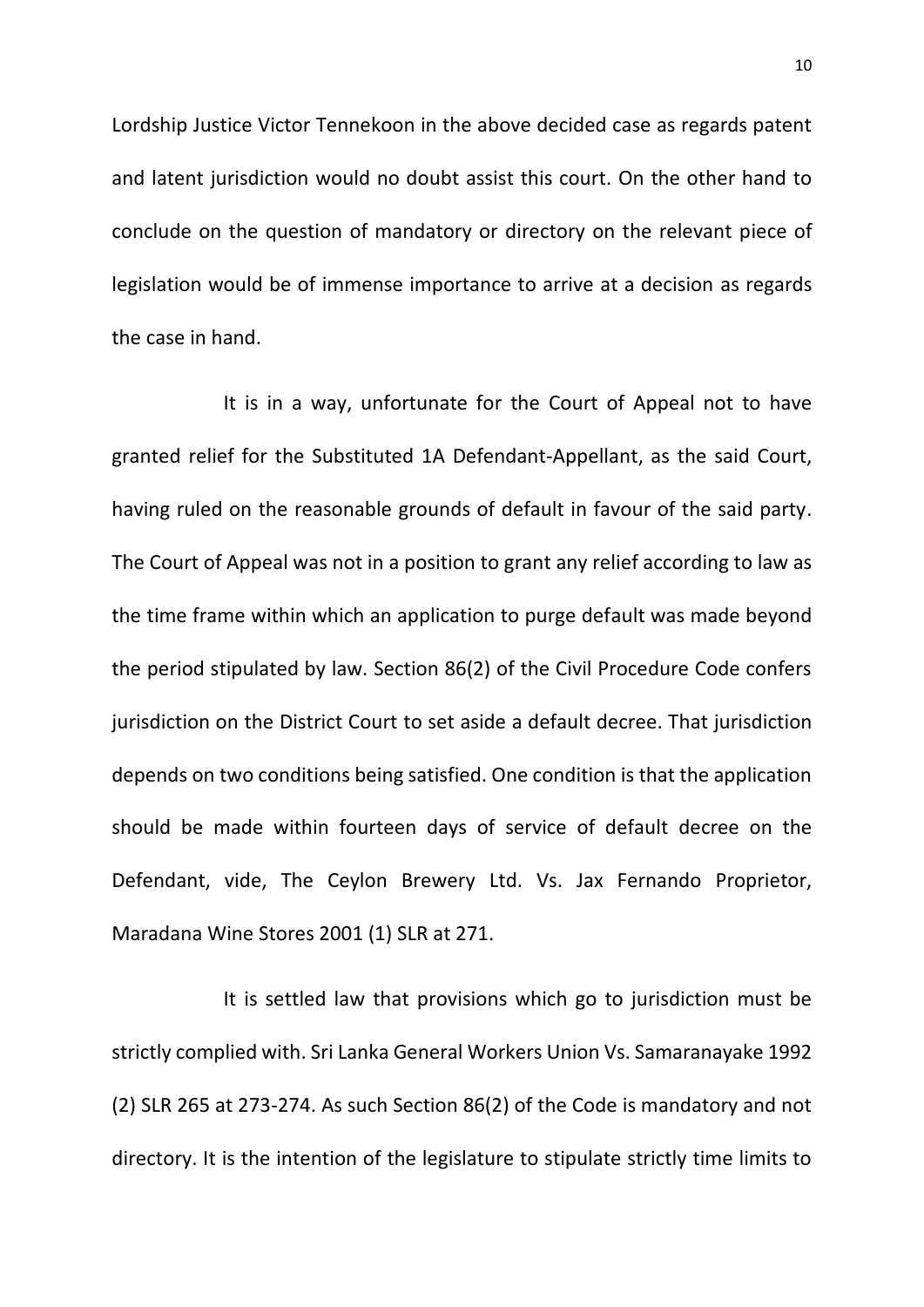Lordship Justice Victor Tennekoon in the above decided case as regards patent and latent jurisdiction would no doubt assist this court. On the other hand to conclude on the question of mandatory or directory on the relevant piece of legislation would be of immense importance to arrive at a decision as regards the case in hand.

It is in a way, unfortunate for the Court of Appeal not to have granted relief for the Substituted 1A Defendant-Appellant, as the said Court, having ruled on the reasonable grounds of default in favour of the said party. The Court of Appeal was not in a position to grant any relief according to law as the time frame within which an application to purge default was made beyond the period stipulated by law. Section 86(2) of the Civil Procedure Code confers jurisdiction on the District Court to set aside a default decree. That jurisdiction depends on two conditions being satisfied. One condition is that the application should be made within fourteen days of service of default decree on the Defendant, vide, The Ceylon Brewery Ltd. Vs. Jax Fernando Proprietor, Maradana Wine Stores 2001 (1) SLR at 271.

It is settled law that provisions which go to jurisdiction must be strictly complied with. Sri Lanka General Workers Union Vs. Samaranayake 1992 (2) SLR 265 at 273-274. As such Section 86(2) of the Code is mandatory and not directory. It is the intention of the legislature to stipulate strictly time limits to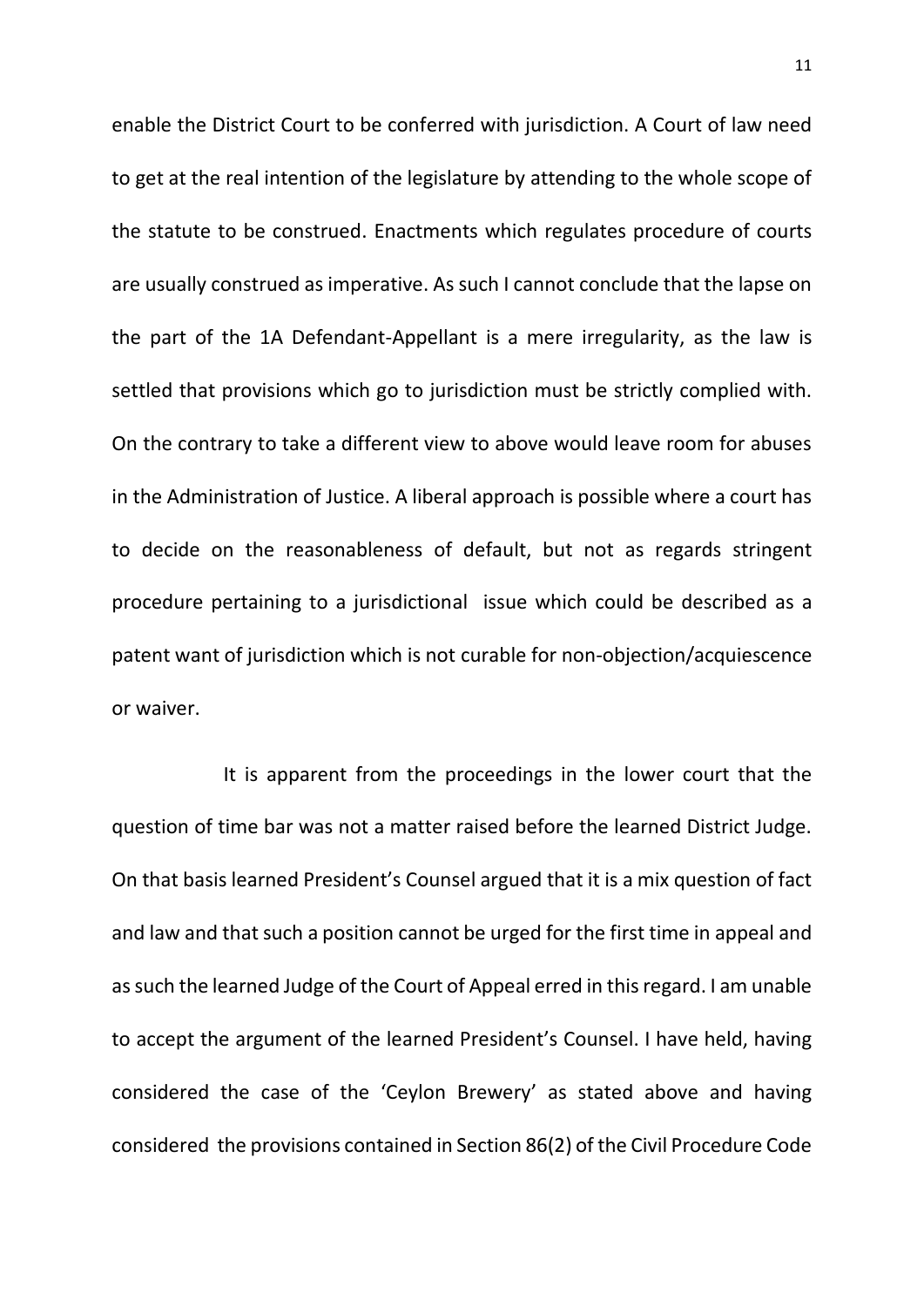enable the District Court to be conferred with jurisdiction. A Court of law need to get at the real intention of the legislature by attending to the whole scope of the statute to be construed. Enactments which regulates procedure of courts are usually construed as imperative. As such I cannot conclude that the lapse on the part of the 1A Defendant-Appellant is a mere irregularity, as the law is settled that provisions which go to jurisdiction must be strictly complied with. On the contrary to take a different view to above would leave room for abuses in the Administration of Justice. A liberal approach is possible where a court has to decide on the reasonableness of default, but not as regards stringent procedure pertaining to a jurisdictional issue which could be described as a patent want of jurisdiction which is not curable for non-objection/acquiescence or waiver.

It is apparent from the proceedings in the lower court that the question of time bar was not a matter raised before the learned District Judge. On that basis learned President's Counsel argued that it is a mix question of fact and law and that such a position cannot be urged for the first time in appeal and as such the learned Judge of the Court of Appeal erred in this regard. I am unable to accept the argument of the learned President's Counsel. I have held, having considered the case of the 'Ceylon Brewery' as stated above and having considered the provisions contained in Section 86(2) of the Civil Procedure Code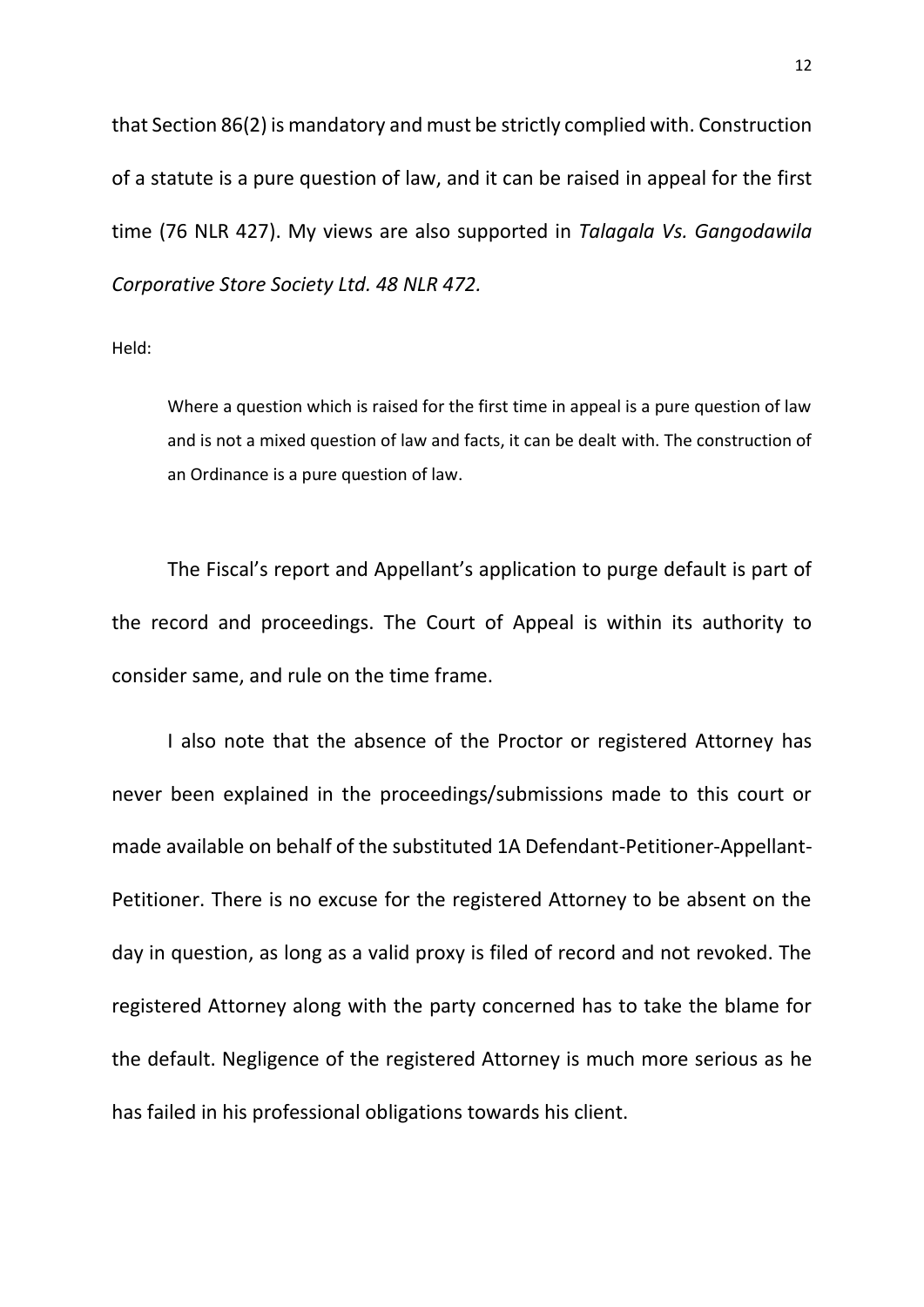that Section 86(2) is mandatory and must be strictly complied with. Construction of a statute is a pure question of law, and it can be raised in appeal for the first time (76 NLR 427). My views are also supported in *Talagala Vs. Gangodawila Corporative Store Society Ltd. 48 NLR 472.*

Held:

> Where a question which is raised for the first time in appeal is a pure question of law and is not a mixed question of law and facts, it can be dealt with. The construction of an Ordinance is a pure question of law.

The Fiscal's report and Appellant's application to purge default is part of the record and proceedings. The Court of Appeal is within its authority to consider same, and rule on the time frame.

I also note that the absence of the Proctor or registered Attorney has never been explained in the proceedings/submissions made to this court or made available on behalf of the substituted 1A Defendant-Petitioner-Appellant-Petitioner. There is no excuse for the registered Attorney to be absent on the day in question, as long as a valid proxy is filed of record and not revoked. The registered Attorney along with the party concerned has to take the blame for the default. Negligence of the registered Attorney is much more serious as he has failed in his professional obligations towards his client.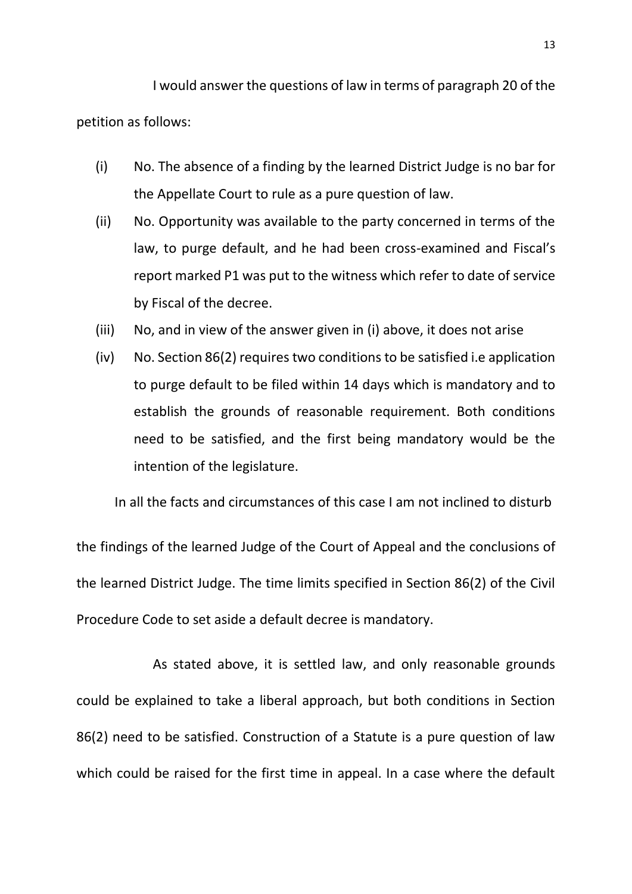I would answer the questions of law in terms of paragraph 20 of the petition as follows:

(i) No. The absence of a finding by the learned District Judge is no bar for the Appellate Court to rule as a pure question of law.

(ii) No. Opportunity was available to the party concerned in terms of the law, to purge default, and he had been cross-examined and Fiscal's report marked P1 was put to the witness which refer to date of service by Fiscal of the decree.

(iii) No, and in view of the answer given in (i) above, it does not arise

(iv) No. Section 86(2) requires two conditions to be satisfied i.e application to purge default to be filed within 14 days which is mandatory and to establish the grounds of reasonable requirement. Both conditions need to be satisfied, and the first being mandatory would be the intention of the legislature.

In all the facts and circumstances of this case I am not inclined to disturb the findings of the learned Judge of the Court of Appeal and the conclusions of the learned District Judge. The time limits specified in Section 86(2) of the Civil Procedure Code to set aside a default decree is mandatory.

As stated above, it is settled law, and only reasonable grounds could be explained to take a liberal approach, but both conditions in Section 86(2) need to be satisfied. Construction of a Statute is a pure question of law which could be raised for the first time in appeal. In a case where the default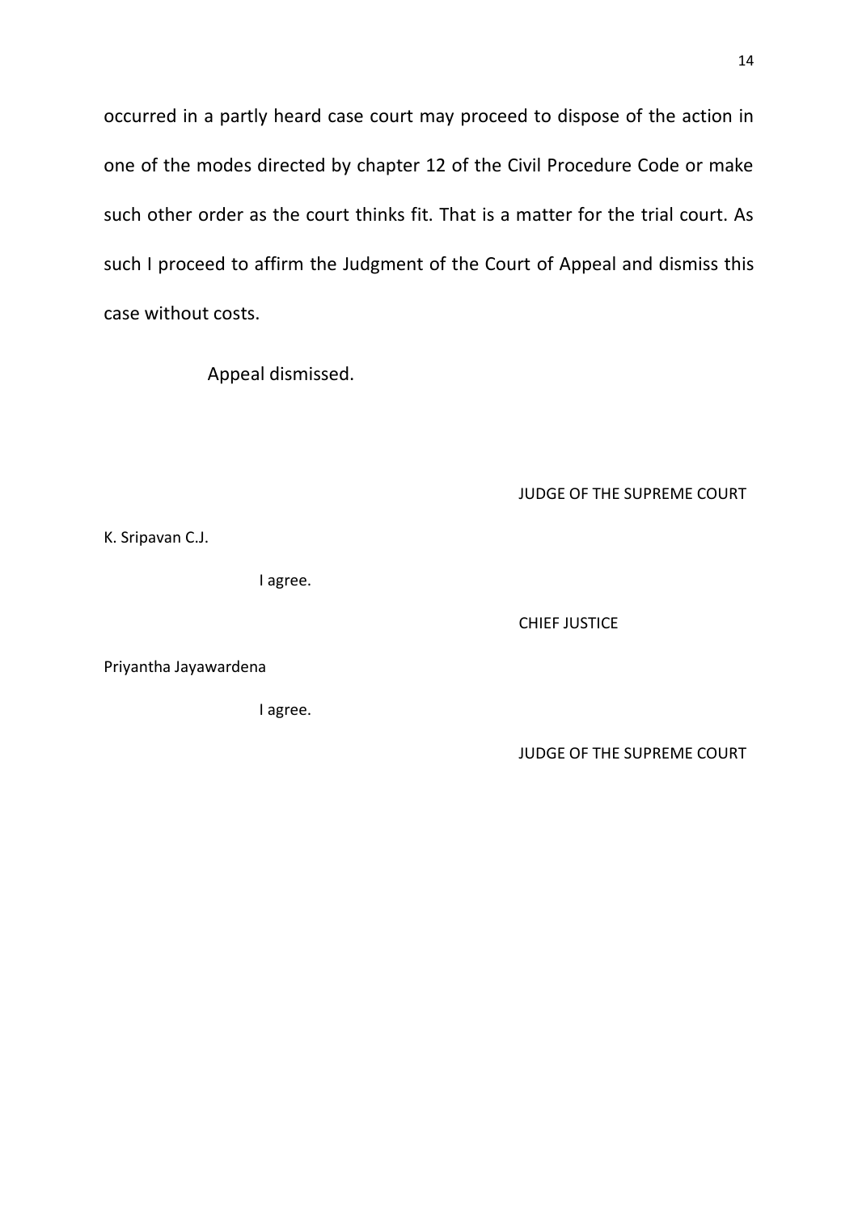occurred in a partly heard case court may proceed to dispose of the action in one of the modes directed by chapter 12 of the Civil Procedure Code or make such other order as the court thinks fit. That is a matter for the trial court. As such I proceed to affirm the Judgment of the Court of Appeal and dismiss this case without costs.

Appeal dismissed.

JUDGE OF THE SUPREME COURT

K. Sripavan C.J.

I agree.

CHIEF JUSTICE

Priyantha Jayawardena

I agree.

JUDGE OF THE SUPREME COURT